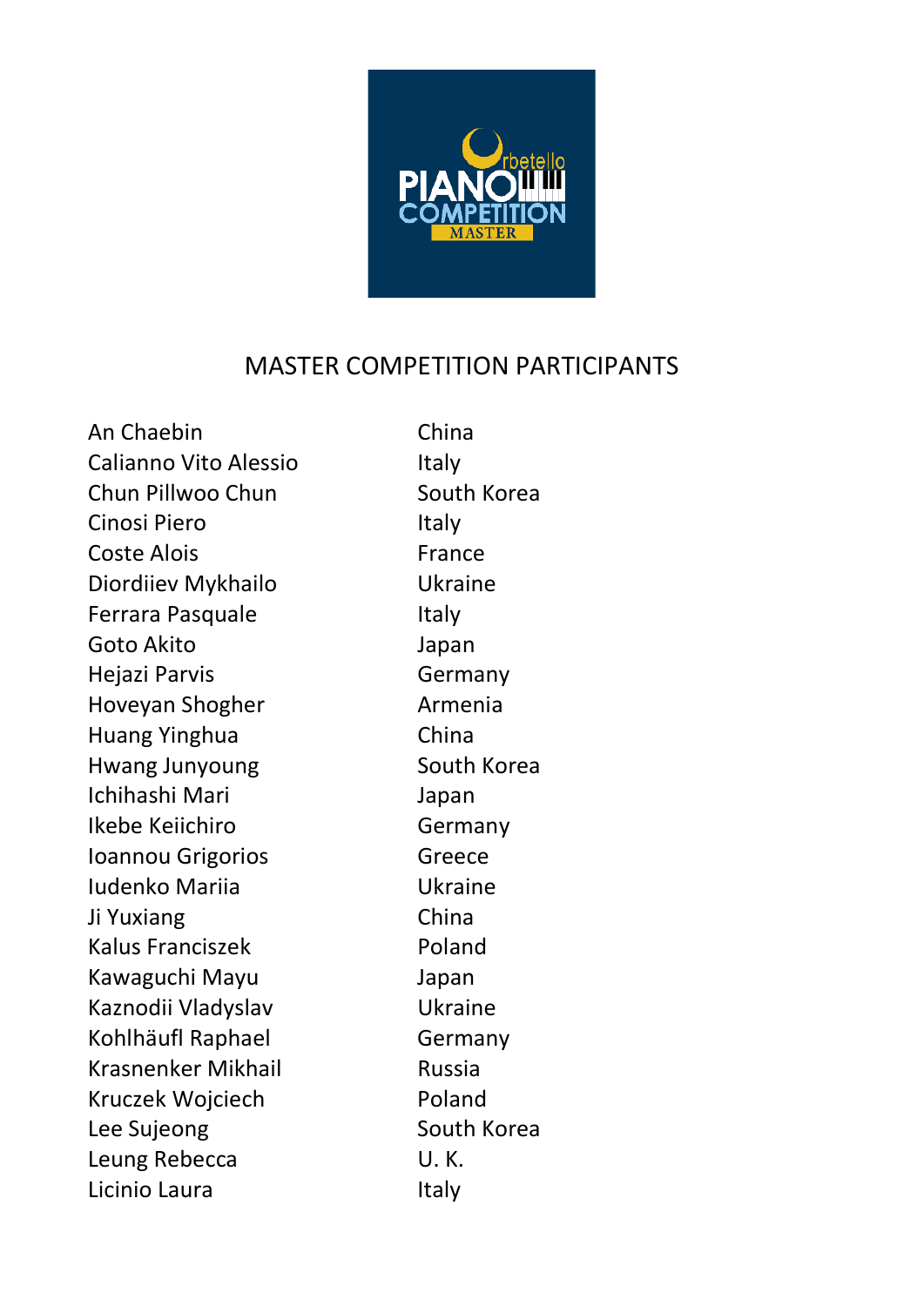# MASTER COMPETITION PARTICIPANTS

| | |
|---|---|
| An Chaebin | China |
| Calianno Vito Alessio | Italy |
| Chun Pillwoo Chun | South Korea |
| Cinosi Piero | Italy |
| Coste Alois | France |
| Diordiiev Mykhailo | Ukraine |
| Ferrara Pasquale | Italy |
| Goto Akito | Japan |
| Hejazi Parvis | Germany |
| Hoveyan Shogher | Armenia |
| Huang Yinghua | China |
| Hwang Junyoung | South Korea |
| Ichihashi Mari | Japan |
| Ikebe Keiichiro | Germany |
| Ioannou Grigorios | Greece |
| Iudenko Mariia | Ukraine |
| Ji Yuxiang | China |
| Kalus Franciszek | Poland |
| Kawaguchi Mayu | Japan |
| Kaznodii Vladyslav | Ukraine |
| Kohlhäufl Raphael | Germany |
| Krasnenker Mikhail | Russia |
| Kruczek Wojciech | Poland |
| Lee Sujeong | South Korea |
| Leung Rebecca | U. K. |
| Licinio Laura | Italy |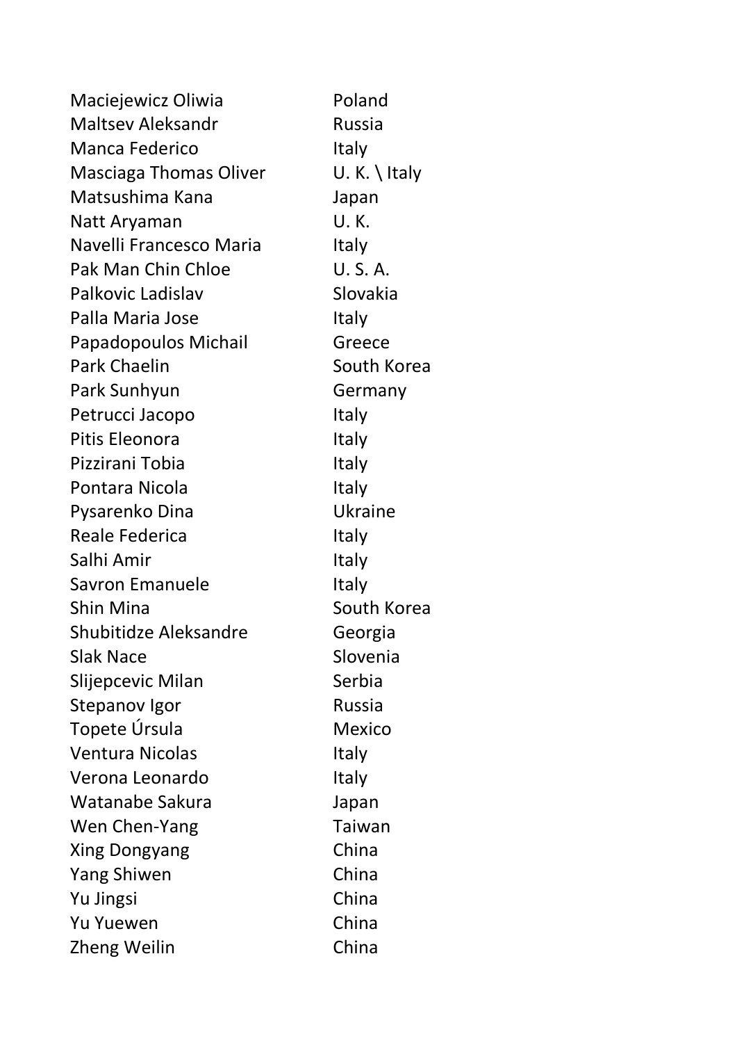| | |
|---|---|
| Maciejewicz Oliwia | Poland |
| Maltsev Aleksandr | Russia |
| Manca Federico | Italy |
| Masciaga Thomas Oliver | U. K. \ Italy |
| Matsushima Kana | Japan |
| Natt Aryaman | U. K. |
| Navelli Francesco Maria | Italy |
| Pak Man Chin Chloe | U. S. A. |
| Palkovic Ladislav | Slovakia |
| Palla Maria Jose | Italy |
| Papadopoulos Michail | Greece |
| Park Chaelin | South Korea |
| Park Sunhyun | Germany |
| Petrucci Jacopo | Italy |
| Pitis Eleonora | Italy |
| Pizzirani Tobia | Italy |
| Pontara Nicola | Italy |
| Pysarenko Dina | Ukraine |
| Reale Federica | Italy |
| Salhi Amir | Italy |
| Savron Emanuele | Italy |
| Shin Mina | South Korea |
| Shubitidze Aleksandre | Georgia |
| Slak Nace | Slovenia |
| Slijepcevic Milan | Serbia |
| Stepanov Igor | Russia |
| Topete Úrsula | Mexico |
| Ventura Nicolas | Italy |
| Verona Leonardo | Italy |
| Watanabe Sakura | Japan |
| Wen Chen-Yang | Taiwan |
| Xing Dongyang | China |
| Yang Shiwen | China |
| Yu Jingsi | China |
| Yu Yuewen | China |
| Zheng Weilin | China |